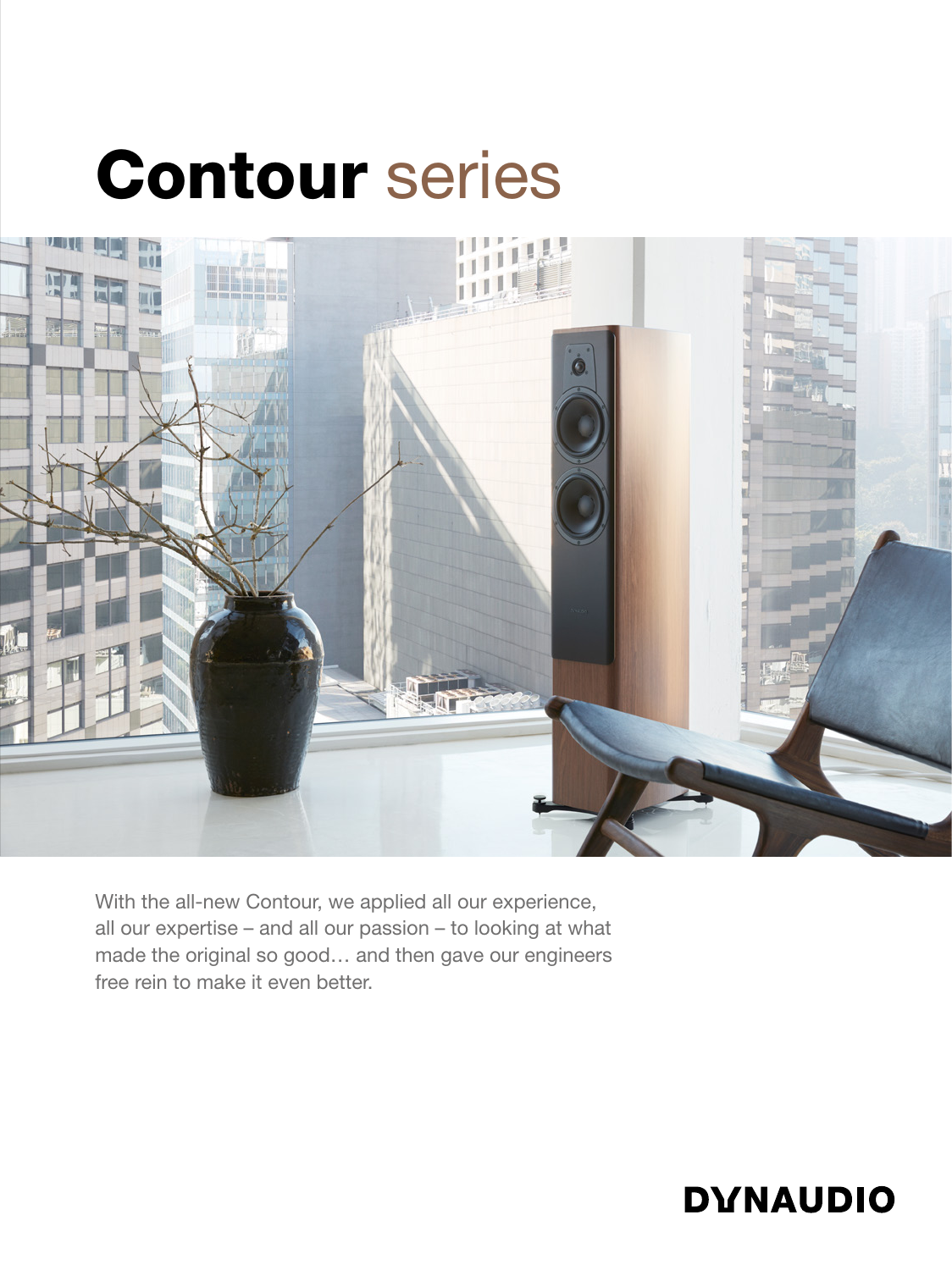# **Contour** series

With the all-new Contour, we applied all our experience, all our expertise – and all our passion – to looking at what made the original so good… and then gave our engineers free rein to make it even better.

**DYNAUDIO**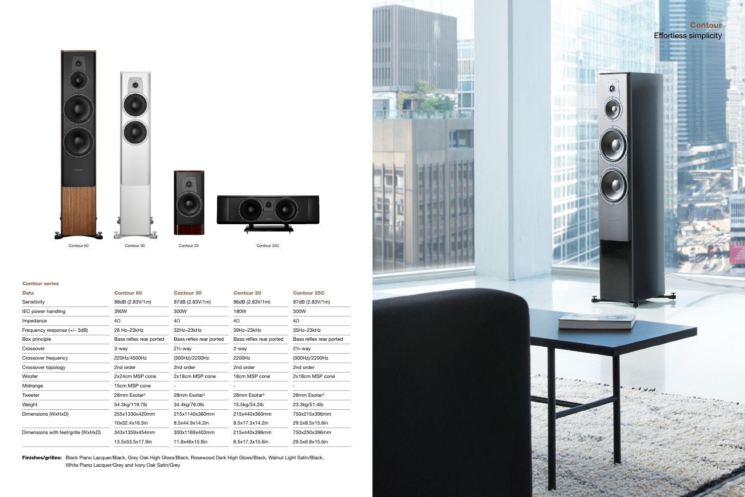# Contour

Effortless simplicity

Contour 60 | Contour 30 | Contour 20 | Contour 25C

## Contour series

| Data | Contour 60 | Contour 30 | Contour 20 | Contour 25C |
|---|---|---|---|---|
| Sensitivity | 88dB (2.83V/1m) | 87dB (2.83V/1m) | 86dB (2.83V/1m) | 87dB (2.83V/1m) |
| IEC power handling | 390W | 300W | 180W | 300W |
| Impedance | 4Ω | 4Ω | 4Ω | 4Ω |
| Frequency response (+/- 3dB) | 28 Hz–23kHz | 32Hz–23kHz | 39Hz–23kHz | 35Hz–23kHz |
| Box principle | Bass reflex rear ported | Bass reflex rear ported | Bass reflex rear ported | Bass reflex rear ported |
| Crossover | 3-way | 2½-way | 2-way | 2½-way |
| Crossover frequency | 220Hz/4500Hz | (300Hz)/2200Hz | 2200Hz | (300Hz)/2200Hz |
| Crossover topology | 2nd order | 2nd order | 2nd order | 2nd order |
| Woofer | 2x24cm MSP cone | 2x18cm MSP cone | 18cm MSP cone | 2x18cm MSP cone |
| Midrange | 15cm MSP cone | - | - | - |
| Tweeter | 28mm Esotar² | 28mm Esotar² | 28mm Esotar² | 28mm Esotar² |
| Weight | 54.3kg/119.7lb | 34.4kg/76.0lb | 15.5kg/34.2lb | 23.3kg/51.4lb |
| Dimensions (WxHxD) | 255x1330x420mm | 215x1140x360mm | 215x440x360mm | 750x215x396mm |
| | 10x52.4x16.5in | 8.5x44.9x14.2in | 8.5x17.3x14.2in | 29.5x8.5x15.6in |
| Dimensions with feet/grille (WxHxD) | 343x1359x454mm | 300x1169x403mm | 215x440x396mm | 750x250x396mm |
| | 13.5x53.5x17.9in | 11.8x46x15.9in | 8.5x17.3x15.6in | 29.5x9.8x15.6in |

**Finishes/grilles:** Black Piano Lacquer/Black, Grey Oak High Gloss/Black, Rosewood Dark High Gloss/Black, Walnut Light Satin/Black, White Piano Lacquer/Grey and Ivory Oak Satin/Grey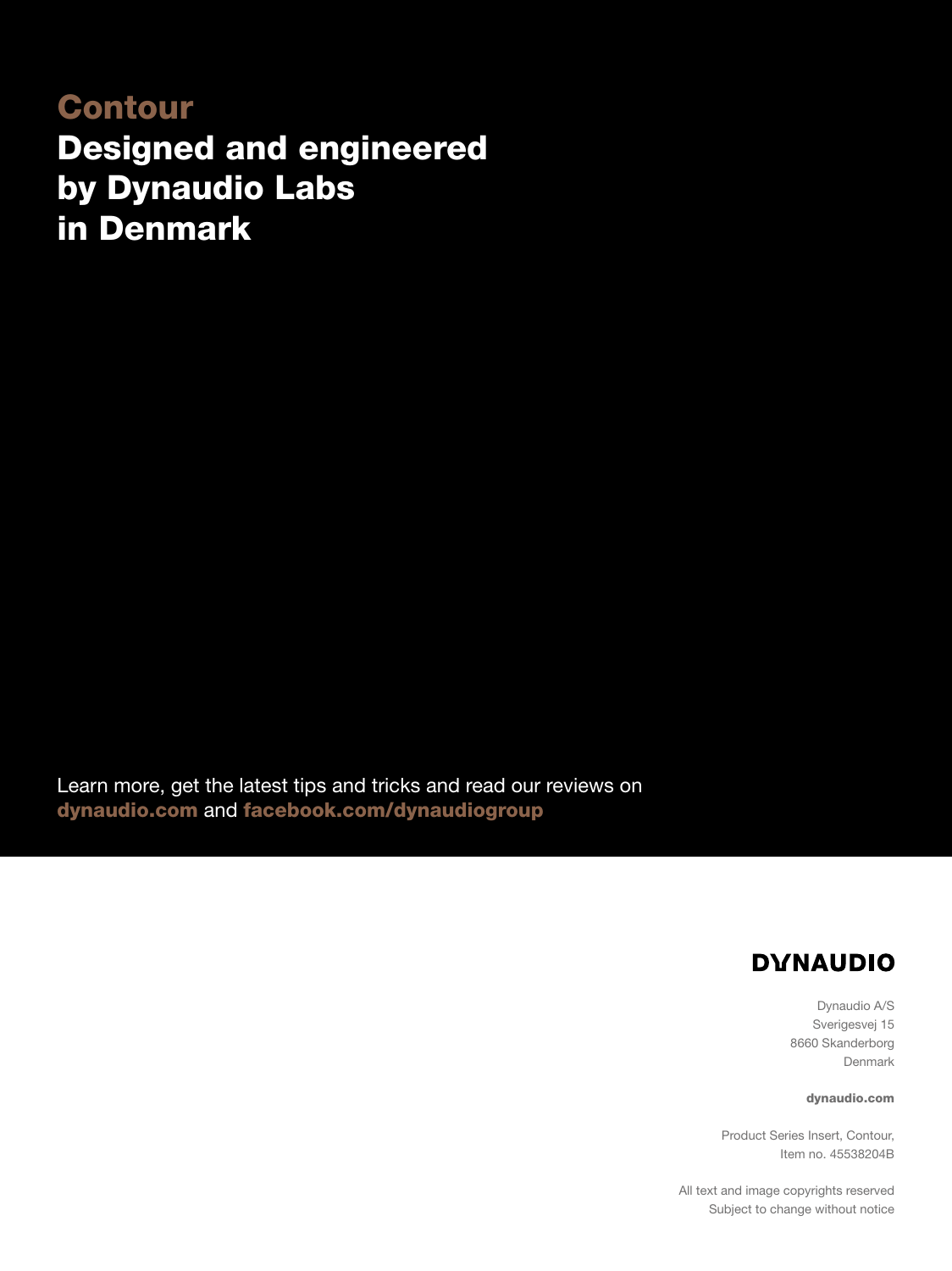# Contour
# Designed and engineered by Dynaudio Labs in Denmark

Learn more, get the latest tips and tricks and read our reviews on **dynaudio.com** and **facebook.com/dynaudiogroup**

**DYNAUDIO**

Dynaudio A/S
Sverigesvej 15
8660 Skanderborg
Denmark

**dynaudio.com**

Product Series Insert, Contour,
Item no. 45538204B

All text and image copyrights reserved
Subject to change without notice